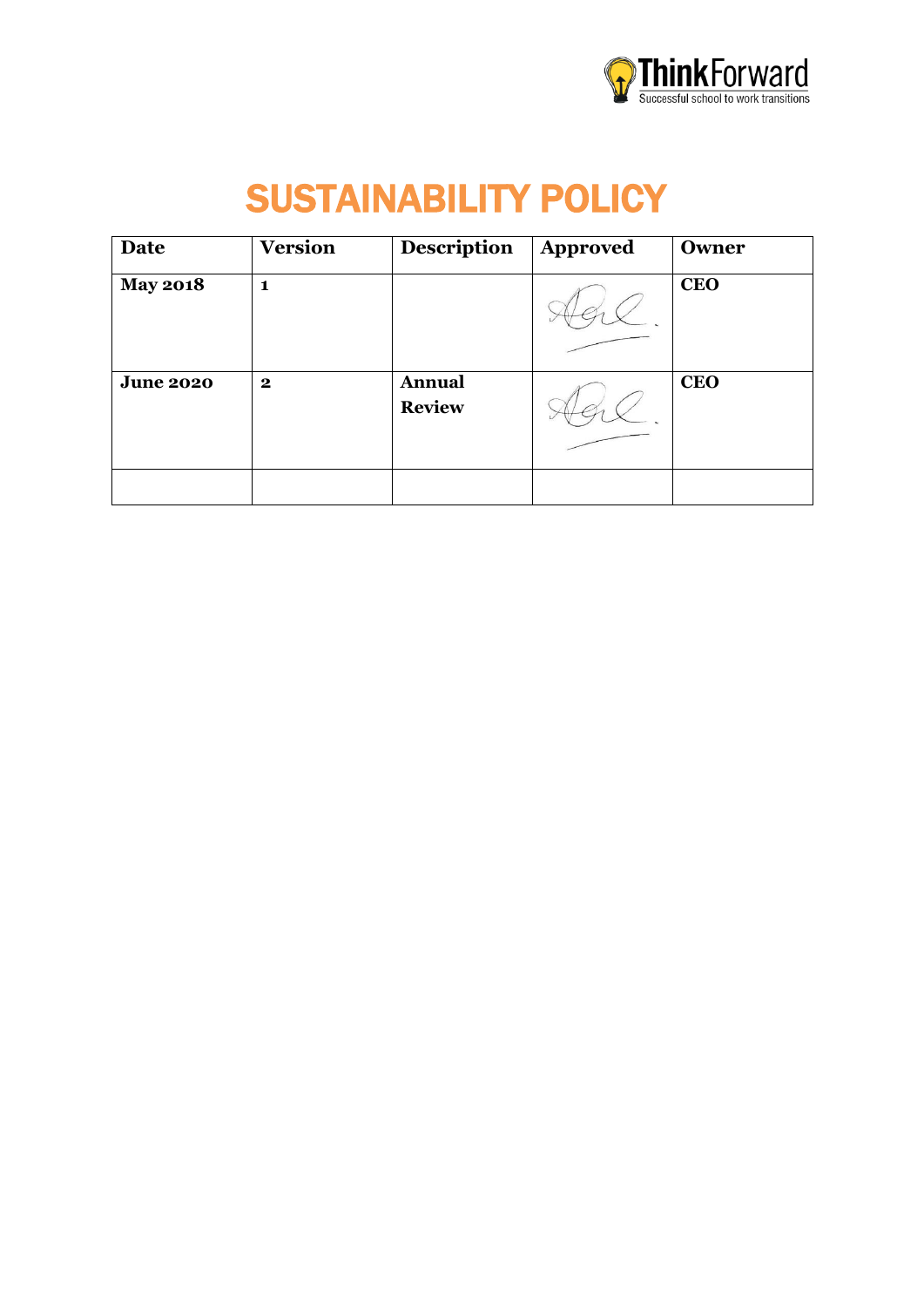ThinkForward
Successful school to work transitions

# SUSTAINABILITY POLICY

| Date | Version | Description | Approved | Owner |
|---|---|---|---|---|
| May 2018 | 1 | | | CEO |
| June 2020 | 2 | Annual Review | | CEO |
| | | | | |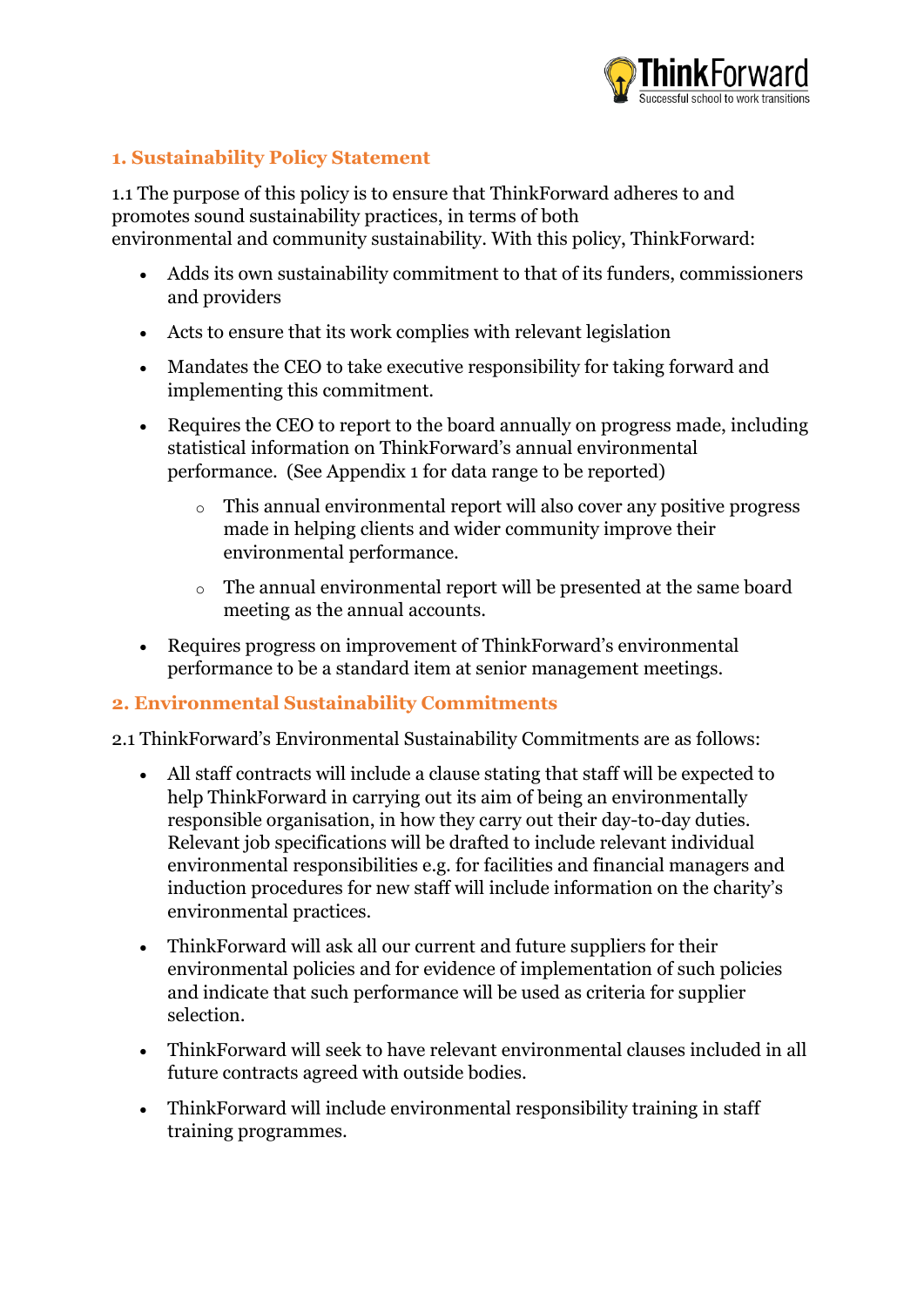## 1. Sustainability Policy Statement

1.1 The purpose of this policy is to ensure that ThinkForward adheres to and promotes sound sustainability practices, in terms of both environmental and community sustainability. With this policy, ThinkForward:

- Adds its own sustainability commitment to that of its funders, commissioners and providers
- Acts to ensure that its work complies with relevant legislation
- Mandates the CEO to take executive responsibility for taking forward and implementing this commitment.
- Requires the CEO to report to the board annually on progress made, including statistical information on ThinkForward's annual environmental performance. (See Appendix 1 for data range to be reported)
    - This annual environmental report will also cover any positive progress made in helping clients and wider community improve their environmental performance.
    - The annual environmental report will be presented at the same board meeting as the annual accounts.
- Requires progress on improvement of ThinkForward's environmental performance to be a standard item at senior management meetings.

## 2. Environmental Sustainability Commitments

2.1 ThinkForward's Environmental Sustainability Commitments are as follows:

- All staff contracts will include a clause stating that staff will be expected to help ThinkForward in carrying out its aim of being an environmentally responsible organisation, in how they carry out their day-to-day duties. Relevant job specifications will be drafted to include relevant individual environmental responsibilities e.g. for facilities and financial managers and induction procedures for new staff will include information on the charity's environmental practices.
- ThinkForward will ask all our current and future suppliers for their environmental policies and for evidence of implementation of such policies and indicate that such performance will be used as criteria for supplier selection.
- ThinkForward will seek to have relevant environmental clauses included in all future contracts agreed with outside bodies.
- ThinkForward will include environmental responsibility training in staff training programmes.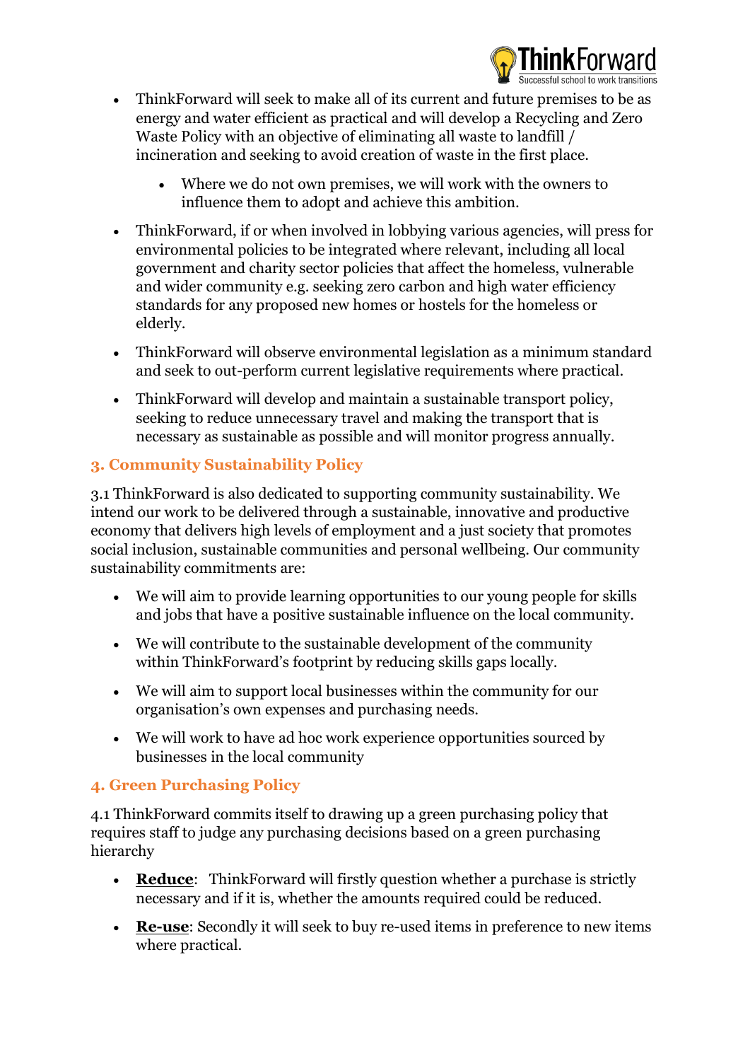- ThinkForward will seek to make all of its current and future premises to be as energy and water efficient as practical and will develop a Recycling and Zero Waste Policy with an objective of eliminating all waste to landfill / incineration and seeking to avoid creation of waste in the first place.
    - Where we do not own premises, we will work with the owners to influence them to adopt and achieve this ambition.
- ThinkForward, if or when involved in lobbying various agencies, will press for environmental policies to be integrated where relevant, including all local government and charity sector policies that affect the homeless, vulnerable and wider community e.g. seeking zero carbon and high water efficiency standards for any proposed new homes or hostels for the homeless or elderly.
- ThinkForward will observe environmental legislation as a minimum standard and seek to out-perform current legislative requirements where practical.
- ThinkForward will develop and maintain a sustainable transport policy, seeking to reduce unnecessary travel and making the transport that is necessary as sustainable as possible and will monitor progress annually.

## 3. Community Sustainability Policy

3.1 ThinkForward is also dedicated to supporting community sustainability. We intend our work to be delivered through a sustainable, innovative and productive economy that delivers high levels of employment and a just society that promotes social inclusion, sustainable communities and personal wellbeing. Our community sustainability commitments are:

- We will aim to provide learning opportunities to our young people for skills and jobs that have a positive sustainable influence on the local community.
- We will contribute to the sustainable development of the community within ThinkForward's footprint by reducing skills gaps locally.
- We will aim to support local businesses within the community for our organisation's own expenses and purchasing needs.
- We will work to have ad hoc work experience opportunities sourced by businesses in the local community

## 4. Green Purchasing Policy

4.1 ThinkForward commits itself to drawing up a green purchasing policy that requires staff to judge any purchasing decisions based on a green purchasing hierarchy

- **Reduce**: ThinkForward will firstly question whether a purchase is strictly necessary and if it is, whether the amounts required could be reduced.
- **Re-use**: Secondly it will seek to buy re-used items in preference to new items where practical.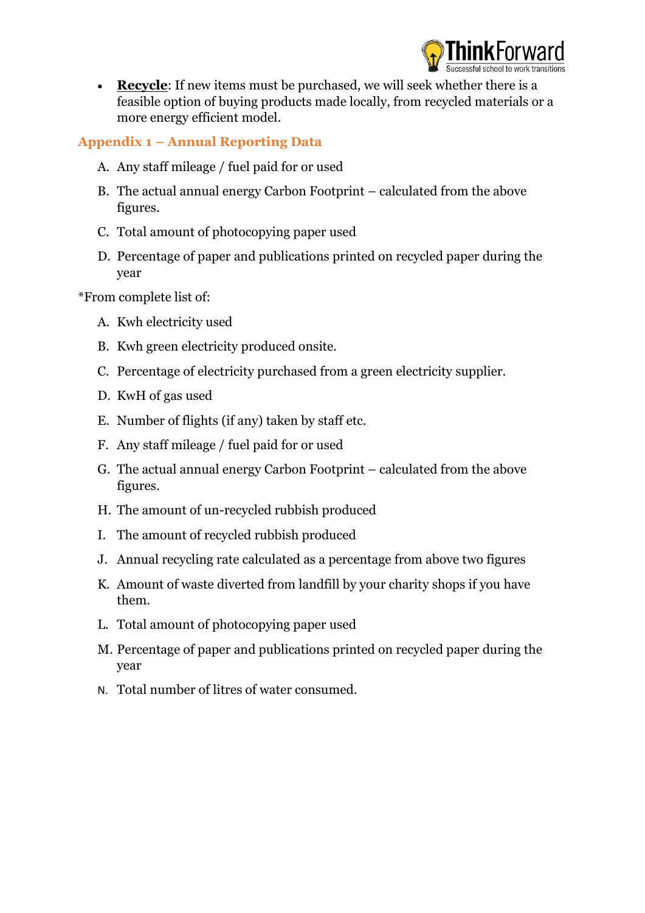- **Recycle**: If new items must be purchased, we will seek whether there is a feasible option of buying products made locally, from recycled materials or a more energy efficient model.

## Appendix 1 – Annual Reporting Data

A. Any staff mileage / fuel paid for or used

B. The actual annual energy Carbon Footprint – calculated from the above figures.

C. Total amount of photocopying paper used

D. Percentage of paper and publications printed on recycled paper during the year

*From complete list of:

A. Kwh electricity used

B. Kwh green electricity produced onsite.

C. Percentage of electricity purchased from a green electricity supplier.

D. KwH of gas used

E. Number of flights (if any) taken by staff etc.

F. Any staff mileage / fuel paid for or used

G. The actual annual energy Carbon Footprint – calculated from the above figures.

H. The amount of un-recycled rubbish produced

I. The amount of recycled rubbish produced

J. Annual recycling rate calculated as a percentage from above two figures

K. Amount of waste diverted from landfill by your charity shops if you have them.

L. Total amount of photocopying paper used

M. Percentage of paper and publications printed on recycled paper during the year

N. Total number of litres of water consumed.